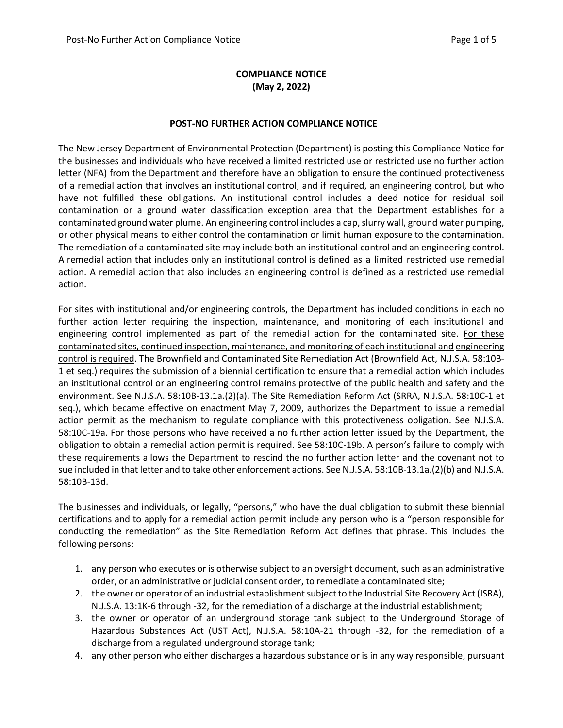**COMPLIANCE NOTICE**
**(May 2, 2022)**

**POST-NO FURTHER ACTION COMPLIANCE NOTICE**

The New Jersey Department of Environmental Protection (Department) is posting this Compliance Notice for the businesses and individuals who have received a limited restricted use or restricted use no further action letter (NFA) from the Department and therefore have an obligation to ensure the continued protectiveness of a remedial action that involves an institutional control, and if required, an engineering control, but who have not fulfilled these obligations. An institutional control includes a deed notice for residual soil contamination or a ground water classification exception area that the Department establishes for a contaminated ground water plume. An engineering control includes a cap, slurry wall, ground water pumping, or other physical means to either control the contamination or limit human exposure to the contamination. The remediation of a contaminated site may include both an institutional control and an engineering control. A remedial action that includes only an institutional control is defined as a limited restricted use remedial action. A remedial action that also includes an engineering control is defined as a restricted use remedial action.

For sites with institutional and/or engineering controls, the Department has included conditions in each no further action letter requiring the inspection, maintenance, and monitoring of each institutional and engineering control implemented as part of the remedial action for the contaminated site. <u>For these contaminated sites, continued inspection, maintenance, and monitoring of each institutional and engineering control is required</u>. The Brownfield and Contaminated Site Remediation Act (Brownfield Act, N.J.S.A. 58:10B-1 et seq.) requires the submission of a biennial certification to ensure that a remedial action which includes an institutional control or an engineering control remains protective of the public health and safety and the environment. See N.J.S.A. 58:10B-13.1a.(2)(a). The Site Remediation Reform Act (SRRA, N.J.S.A. 58:10C-1 et seq.), which became effective on enactment May 7, 2009, authorizes the Department to issue a remedial action permit as the mechanism to regulate compliance with this protectiveness obligation. See N.J.S.A. 58:10C-19a. For those persons who have received a no further action letter issued by the Department, the obligation to obtain a remedial action permit is required. See 58:10C-19b. A person's failure to comply with these requirements allows the Department to rescind the no further action letter and the covenant not to sue included in that letter and to take other enforcement actions. See N.J.S.A. 58:10B-13.1a.(2)(b) and N.J.S.A. 58:10B-13d.

The businesses and individuals, or legally, "persons," who have the dual obligation to submit these biennial certifications and to apply for a remedial action permit include any person who is a "person responsible for conducting the remediation" as the Site Remediation Reform Act defines that phrase. This includes the following persons:

1. any person who executes or is otherwise subject to an oversight document, such as an administrative order, or an administrative or judicial consent order, to remediate a contaminated site;
2. the owner or operator of an industrial establishment subject to the Industrial Site Recovery Act (ISRA), N.J.S.A. 13:1K-6 through -32, for the remediation of a discharge at the industrial establishment;
3. the owner or operator of an underground storage tank subject to the Underground Storage of Hazardous Substances Act (UST Act), N.J.S.A. 58:10A-21 through -32, for the remediation of a discharge from a regulated underground storage tank;
4. any other person who either discharges a hazardous substance or is in any way responsible, pursuant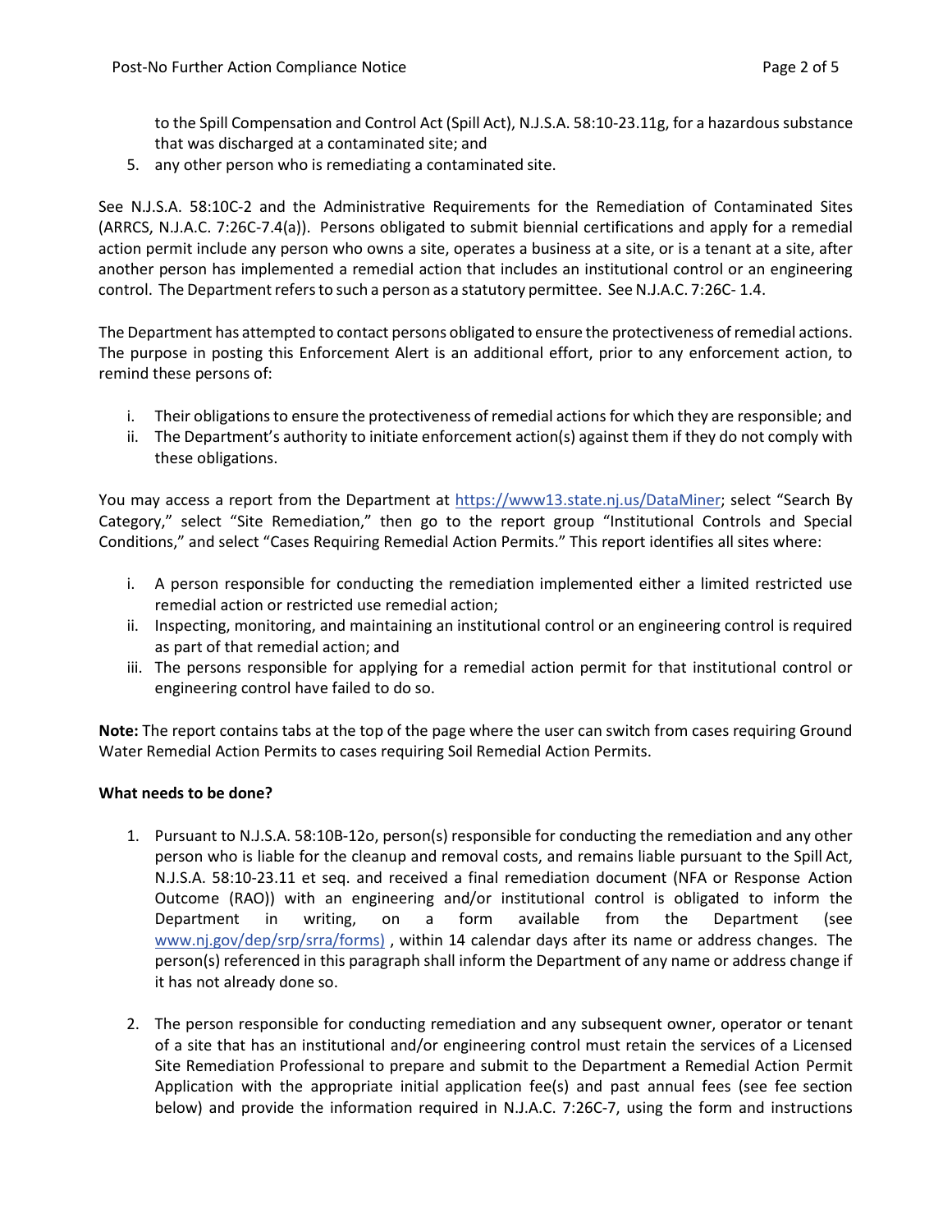to the Spill Compensation and Control Act (Spill Act), N.J.S.A. 58:10-23.11g, for a hazardous substance that was discharged at a contaminated site; and

5. any other person who is remediating a contaminated site.

See N.J.S.A. 58:10C-2 and the Administrative Requirements for the Remediation of Contaminated Sites (ARRCS, N.J.A.C. 7:26C-7.4(a)). Persons obligated to submit biennial certifications and apply for a remedial action permit include any person who owns a site, operates a business at a site, or is a tenant at a site, after another person has implemented a remedial action that includes an institutional control or an engineering control. The Department refers to such a person as a statutory permittee. See N.J.A.C. 7:26C- 1.4.

The Department has attempted to contact persons obligated to ensure the protectiveness of remedial actions. The purpose in posting this Enforcement Alert is an additional effort, prior to any enforcement action, to remind these persons of:

i. Their obligations to ensure the protectiveness of remedial actions for which they are responsible; and
ii. The Department's authority to initiate enforcement action(s) against them if they do not comply with these obligations.

You may access a report from the Department at https://www13.state.nj.us/DataMiner; select "Search By Category," select "Site Remediation," then go to the report group "Institutional Controls and Special Conditions," and select "Cases Requiring Remedial Action Permits." This report identifies all sites where:

i. A person responsible for conducting the remediation implemented either a limited restricted use remedial action or restricted use remedial action;
ii. Inspecting, monitoring, and maintaining an institutional control or an engineering control is required as part of that remedial action; and
iii. The persons responsible for applying for a remedial action permit for that institutional control or engineering control have failed to do so.

**Note:** The report contains tabs at the top of the page where the user can switch from cases requiring Ground Water Remedial Action Permits to cases requiring Soil Remedial Action Permits.

**What needs to be done?**

1. Pursuant to N.J.S.A. 58:10B-12o, person(s) responsible for conducting the remediation and any other person who is liable for the cleanup and removal costs, and remains liable pursuant to the Spill Act, N.J.S.A. 58:10-23.11 et seq. and received a final remediation document (NFA or Response Action Outcome (RAO)) with an engineering and/or institutional control is obligated to inform the Department in writing, on a form available from the Department (see www.nj.gov/dep/srp/srra/forms) , within 14 calendar days after its name or address changes. The person(s) referenced in this paragraph shall inform the Department of any name or address change if it has not already done so.

2. The person responsible for conducting remediation and any subsequent owner, operator or tenant of a site that has an institutional and/or engineering control must retain the services of a Licensed Site Remediation Professional to prepare and submit to the Department a Remedial Action Permit Application with the appropriate initial application fee(s) and past annual fees (see fee section below) and provide the information required in N.J.A.C. 7:26C-7, using the form and instructions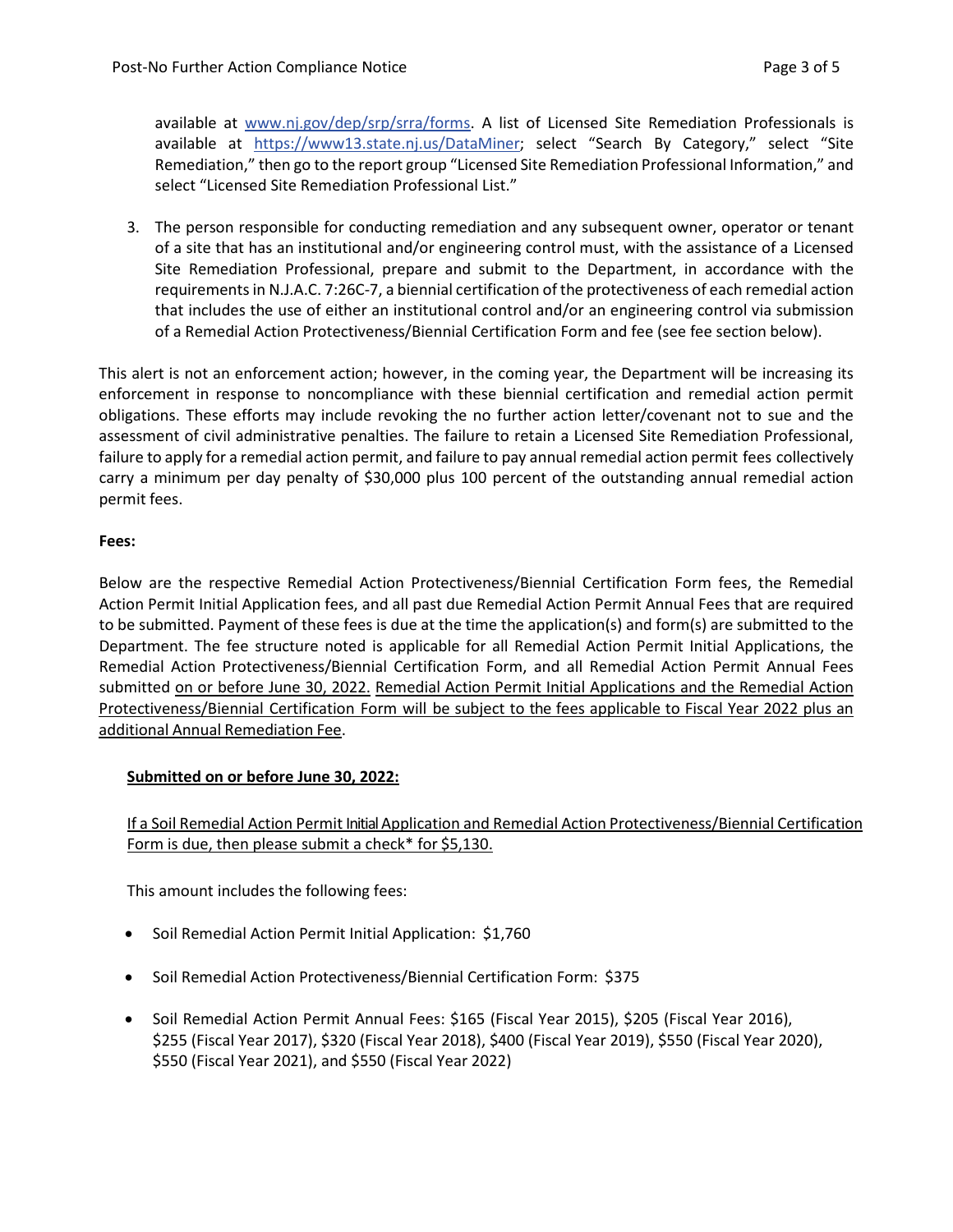available at [www.nj.gov/dep/srp/srra/forms](www.nj.gov/dep/srp/srra/forms). A list of Licensed Site Remediation Professionals is available at [https://www13.state.nj.us/DataMiner](https://www13.state.nj.us/DataMiner); select "Search By Category," select "Site Remediation," then go to the report group "Licensed Site Remediation Professional Information," and select "Licensed Site Remediation Professional List."

3. The person responsible for conducting remediation and any subsequent owner, operator or tenant of a site that has an institutional and/or engineering control must, with the assistance of a Licensed Site Remediation Professional, prepare and submit to the Department, in accordance with the requirements in N.J.A.C. 7:26C-7, a biennial certification of the protectiveness of each remedial action that includes the use of either an institutional control and/or an engineering control via submission of a Remedial Action Protectiveness/Biennial Certification Form and fee (see fee section below).

This alert is not an enforcement action; however, in the coming year, the Department will be increasing its enforcement in response to noncompliance with these biennial certification and remedial action permit obligations. These efforts may include revoking the no further action letter/covenant not to sue and the assessment of civil administrative penalties. The failure to retain a Licensed Site Remediation Professional, failure to apply for a remedial action permit, and failure to pay annual remedial action permit fees collectively carry a minimum per day penalty of $30,000 plus 100 percent of the outstanding annual remedial action permit fees.

**Fees:**

Below are the respective Remedial Action Protectiveness/Biennial Certification Form fees, the Remedial Action Permit Initial Application fees, and all past due Remedial Action Permit Annual Fees that are required to be submitted. Payment of these fees is due at the time the application(s) and form(s) are submitted to the Department. The fee structure noted is applicable for all Remedial Action Permit Initial Applications, the Remedial Action Protectiveness/Biennial Certification Form, and all Remedial Action Permit Annual Fees submitted on or before June 30, 2022. Remedial Action Permit Initial Applications and the Remedial Action Protectiveness/Biennial Certification Form will be subject to the fees applicable to Fiscal Year 2022 plus an additional Annual Remediation Fee.

**Submitted on or before June 30, 2022:**

If a Soil Remedial Action Permit Initial Application and Remedial Action Protectiveness/Biennial Certification Form is due, then please submit a check* for $5,130.

This amount includes the following fees:

- Soil Remedial Action Permit Initial Application: $1,760
- Soil Remedial Action Protectiveness/Biennial Certification Form: $375
- Soil Remedial Action Permit Annual Fees: $165 (Fiscal Year 2015), $205 (Fiscal Year 2016), $255 (Fiscal Year 2017), $320 (Fiscal Year 2018), $400 (Fiscal Year 2019), $550 (Fiscal Year 2020), $550 (Fiscal Year 2021), and $550 (Fiscal Year 2022)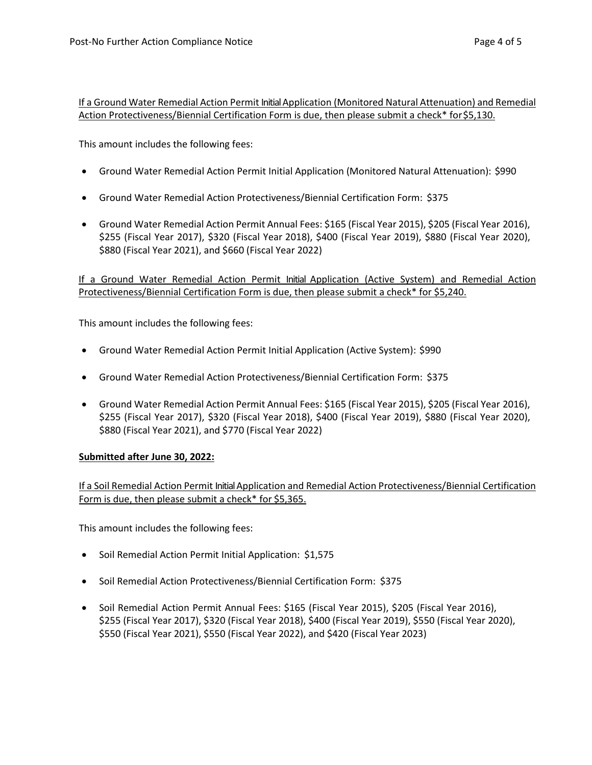If a Ground Water Remedial Action Permit Initial Application (Monitored Natural Attenuation) and Remedial Action Protectiveness/Biennial Certification Form is due, then please submit a check* for $5,130.

This amount includes the following fees:

- Ground Water Remedial Action Permit Initial Application (Monitored Natural Attenuation): $990
- Ground Water Remedial Action Protectiveness/Biennial Certification Form: $375
- Ground Water Remedial Action Permit Annual Fees: $165 (Fiscal Year 2015), $205 (Fiscal Year 2016), $255 (Fiscal Year 2017), $320 (Fiscal Year 2018), $400 (Fiscal Year 2019), $880 (Fiscal Year 2020), $880 (Fiscal Year 2021), and $660 (Fiscal Year 2022)

If a Ground Water Remedial Action Permit Initial Application (Active System) and Remedial Action Protectiveness/Biennial Certification Form is due, then please submit a check* for $5,240.

This amount includes the following fees:

- Ground Water Remedial Action Permit Initial Application (Active System): $990
- Ground Water Remedial Action Protectiveness/Biennial Certification Form: $375
- Ground Water Remedial Action Permit Annual Fees: $165 (Fiscal Year 2015), $205 (Fiscal Year 2016), $255 (Fiscal Year 2017), $320 (Fiscal Year 2018), $400 (Fiscal Year 2019), $880 (Fiscal Year 2020), $880 (Fiscal Year 2021), and $770 (Fiscal Year 2022)

**Submitted after June 30, 2022:**

If a Soil Remedial Action Permit Initial Application and Remedial Action Protectiveness/Biennial Certification Form is due, then please submit a check* for $5,365.

This amount includes the following fees:

- Soil Remedial Action Permit Initial Application: $1,575
- Soil Remedial Action Protectiveness/Biennial Certification Form: $375
- Soil Remedial Action Permit Annual Fees: $165 (Fiscal Year 2015), $205 (Fiscal Year 2016), $255 (Fiscal Year 2017), $320 (Fiscal Year 2018), $400 (Fiscal Year 2019), $550 (Fiscal Year 2020), $550 (Fiscal Year 2021), $550 (Fiscal Year 2022), and $420 (Fiscal Year 2023)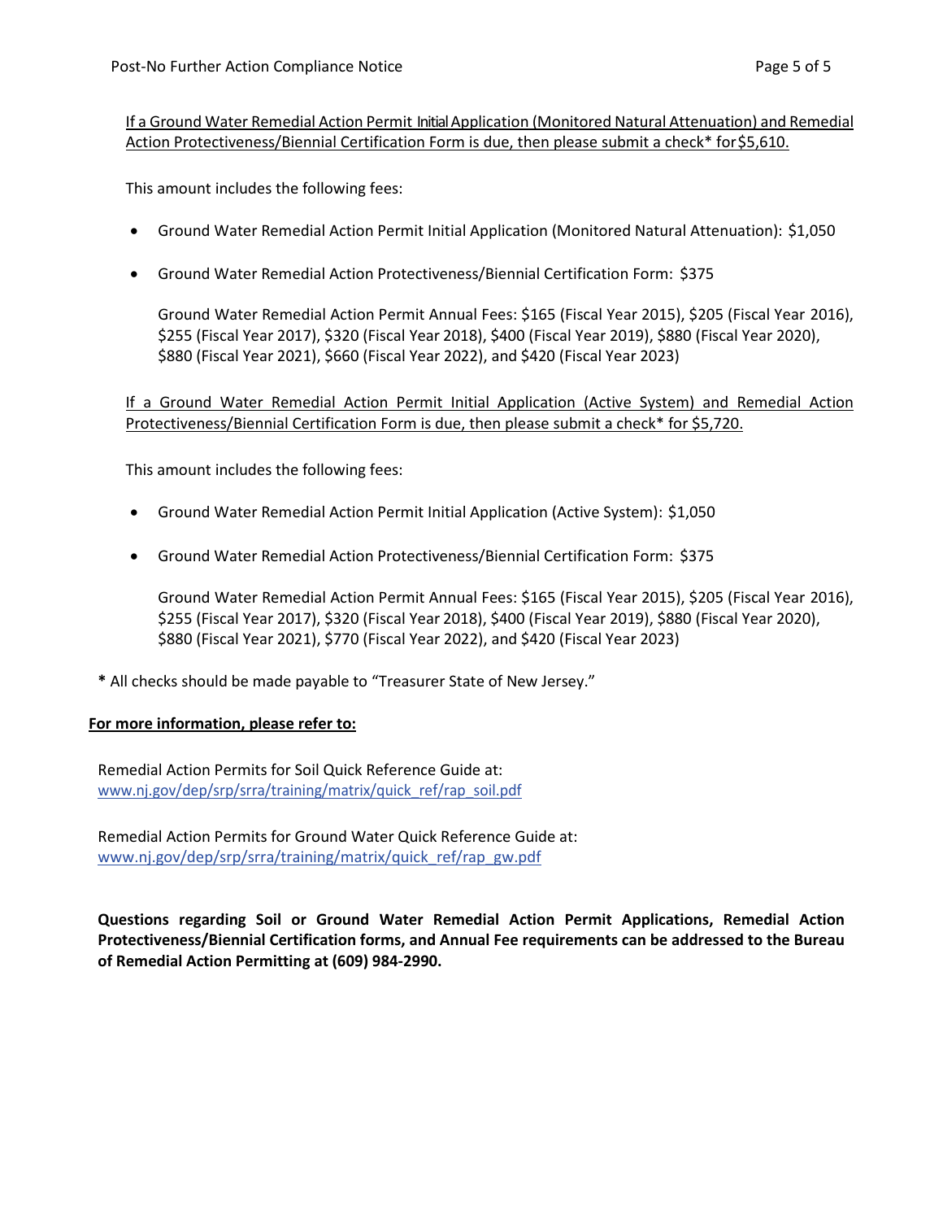If a Ground Water Remedial Action Permit Initial Application (Monitored Natural Attenuation) and Remedial Action Protectiveness/Biennial Certification Form is due, then please submit a check* for $5,610.

This amount includes the following fees:

- Ground Water Remedial Action Permit Initial Application (Monitored Natural Attenuation): $1,050
- Ground Water Remedial Action Protectiveness/Biennial Certification Form: $375

  Ground Water Remedial Action Permit Annual Fees: $165 (Fiscal Year 2015), $205 (Fiscal Year 2016), $255 (Fiscal Year 2017), $320 (Fiscal Year 2018), $400 (Fiscal Year 2019), $880 (Fiscal Year 2020), $880 (Fiscal Year 2021), $660 (Fiscal Year 2022), and $420 (Fiscal Year 2023)

If a Ground Water Remedial Action Permit Initial Application (Active System) and Remedial Action Protectiveness/Biennial Certification Form is due, then please submit a check* for $5,720.

This amount includes the following fees:

- Ground Water Remedial Action Permit Initial Application (Active System): $1,050
- Ground Water Remedial Action Protectiveness/Biennial Certification Form: $375

  Ground Water Remedial Action Permit Annual Fees: $165 (Fiscal Year 2015), $205 (Fiscal Year 2016), $255 (Fiscal Year 2017), $320 (Fiscal Year 2018), $400 (Fiscal Year 2019), $880 (Fiscal Year 2020), $880 (Fiscal Year 2021), $770 (Fiscal Year 2022), and $420 (Fiscal Year 2023)

**\*** All checks should be made payable to "Treasurer State of New Jersey."

**For more information, please refer to:**

Remedial Action Permits for Soil Quick Reference Guide at:
www.nj.gov/dep/srp/srra/training/matrix/quick_ref/rap_soil.pdf

Remedial Action Permits for Ground Water Quick Reference Guide at:
www.nj.gov/dep/srp/srra/training/matrix/quick_ref/rap_gw.pdf

**Questions regarding Soil or Ground Water Remedial Action Permit Applications, Remedial Action Protectiveness/Biennial Certification forms, and Annual Fee requirements can be addressed to the Bureau of Remedial Action Permitting at (609) 984-2990.**